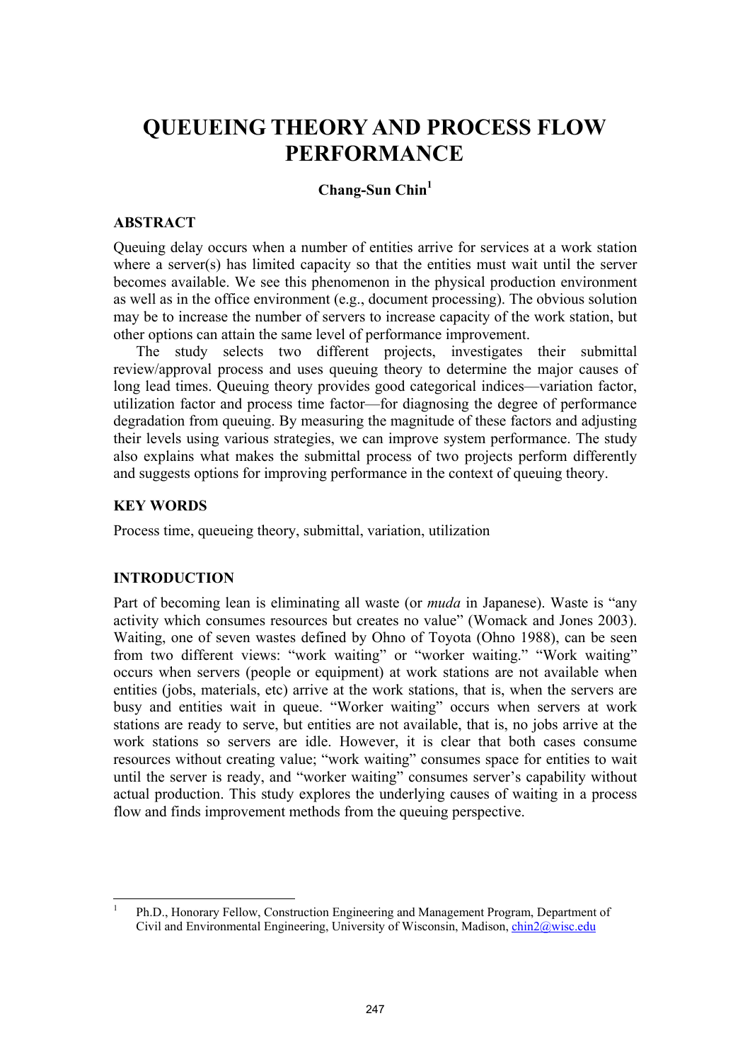# QUEUEING THEORY AND PROCESS FLOW PERFORMANCE

**Chang-Sun Chin**[1]

## ABSTRACT

Queuing delay occurs when a number of entities arrive for services at a work station where a server(s) has limited capacity so that the entities must wait until the server becomes available. We see this phenomenon in the physical production environment as well as in the office environment (e.g., document processing). The obvious solution may be to increase the number of servers to increase capacity of the work station, but other options can attain the same level of performance improvement.

The study selects two different projects, investigates their submittal review/approval process and uses queuing theory to determine the major causes of long lead times. Queuing theory provides good categorical indices—variation factor, utilization factor and process time factor—for diagnosing the degree of performance degradation from queuing. By measuring the magnitude of these factors and adjusting their levels using various strategies, we can improve system performance. The study also explains what makes the submittal process of two projects perform differently and suggests options for improving performance in the context of queuing theory.

## KEY WORDS

Process time, queueing theory, submittal, variation, utilization

## INTRODUCTION

Part of becoming lean is eliminating all waste (or *muda* in Japanese). Waste is "any activity which consumes resources but creates no value" (Womack and Jones 2003). Waiting, one of seven wastes defined by Ohno of Toyota (Ohno 1988), can be seen from two different views: "work waiting" or "worker waiting." "Work waiting" occurs when servers (people or equipment) at work stations are not available when entities (jobs, materials, etc) arrive at the work stations, that is, when the servers are busy and entities wait in queue. "Worker waiting" occurs when servers at work stations are ready to serve, but entities are not available, that is, no jobs arrive at the work stations so servers are idle. However, it is clear that both cases consume resources without creating value; "work waiting" consumes space for entities to wait until the server is ready, and "worker waiting" consumes server's capability without actual production. This study explores the underlying causes of waiting in a process flow and finds improvement methods from the queuing perspective.

---

[1] Ph.D., Honorary Fellow, Construction Engineering and Management Program, Department of Civil and Environmental Engineering, University of Wisconsin, Madison, chin2@wisc.edu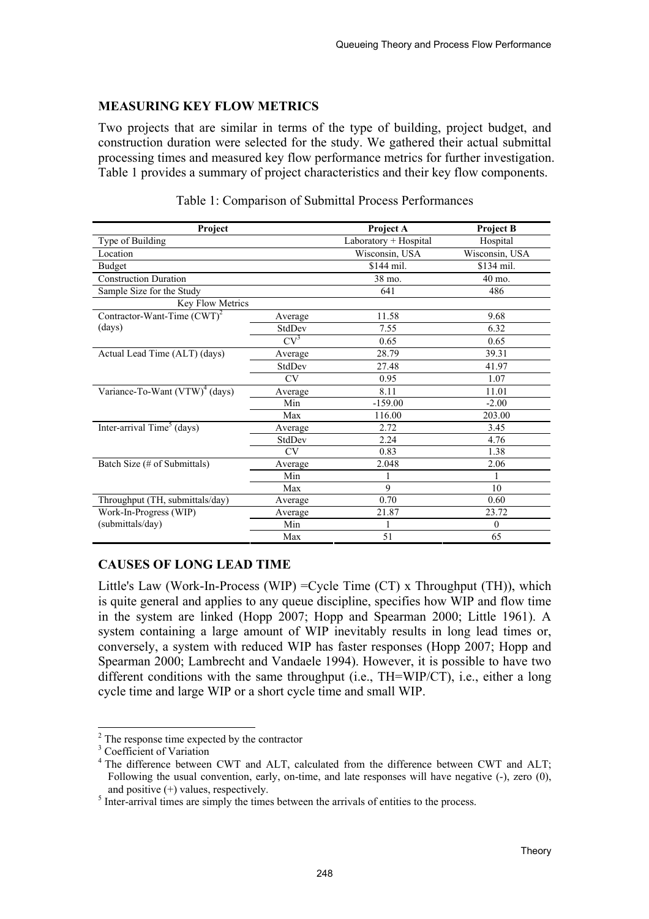## MEASURING KEY FLOW METRICS

Two projects that are similar in terms of the type of building, project budget, and construction duration were selected for the study. We gathered their actual submittal processing times and measured key flow performance metrics for further investigation. Table 1 provides a summary of project characteristics and their key flow components.

Table 1: Comparison of Submittal Process Performances

| Project | | Project A | Project B |
|---|---|---|---|
| Type of Building | | Laboratory + Hospital | Hospital |
| Location | | Wisconsin, USA | Wisconsin, USA |
| Budget | | \$144 mil. | \$134 mil. |
| Construction Duration | | 38 mo. | 40 mo. |
| Sample Size for the Study | | 641 | 486 |
| Key Flow Metrics | | | |
| Contractor-Want-Time (CWT)[2] (days) | Average | 11.58 | 9.68 |
| | StdDev | 7.55 | 6.32 |
| | CV[3] | 0.65 | 0.65 |
| Actual Lead Time (ALT) (days) | Average | 28.79 | 39.31 |
| | StdDev | 27.48 | 41.97 |
| | CV | 0.95 | 1.07 |
| Variance-To-Want (VTW)[4] (days) | Average | 8.11 | 11.01 |
| | Min | -159.00 | -2.00 |
| | Max | 116.00 | 203.00 |
| Inter-arrival Time[5] (days) | Average | 2.72 | 3.45 |
| | StdDev | 2.24 | 4.76 |
| | CV | 0.83 | 1.38 |
| Batch Size (# of Submittals) | Average | 2.048 | 2.06 |
| | Min | 1 | 1 |
| | Max | 9 | 10 |
| Throughput (TH, submittals/day) | Average | 0.70 | 0.60 |
| Work-In-Progress (WIP) (submittals/day) | Average | 21.87 | 23.72 |
| | Min | 1 | 0 |
| | Max | 51 | 65 |

## CAUSES OF LONG LEAD TIME

Little's Law (Work-In-Process (WIP) =Cycle Time (CT) x Throughput (TH)), which is quite general and applies to any queue discipline, specifies how WIP and flow time in the system are linked (Hopp 2007; Hopp and Spearman 2000; Little 1961). A system containing a large amount of WIP inevitably results in long lead times or, conversely, a system with reduced WIP has faster responses (Hopp 2007; Hopp and Spearman 2000; Lambrecht and Vandaele 1994). However, it is possible to have two different conditions with the same throughput (i.e., TH=WIP/CT), i.e., either a long cycle time and large WIP or a short cycle time and small WIP.

---

[2] The response time expected by the contractor

[3] Coefficient of Variation

[4] The difference between CWT and ALT, calculated from the difference between CWT and ALT; Following the usual convention, early, on-time, and late responses will have negative (-), zero (0), and positive (+) values, respectively.

[5] Inter-arrival times are simply the times between the arrivals of entities to the process.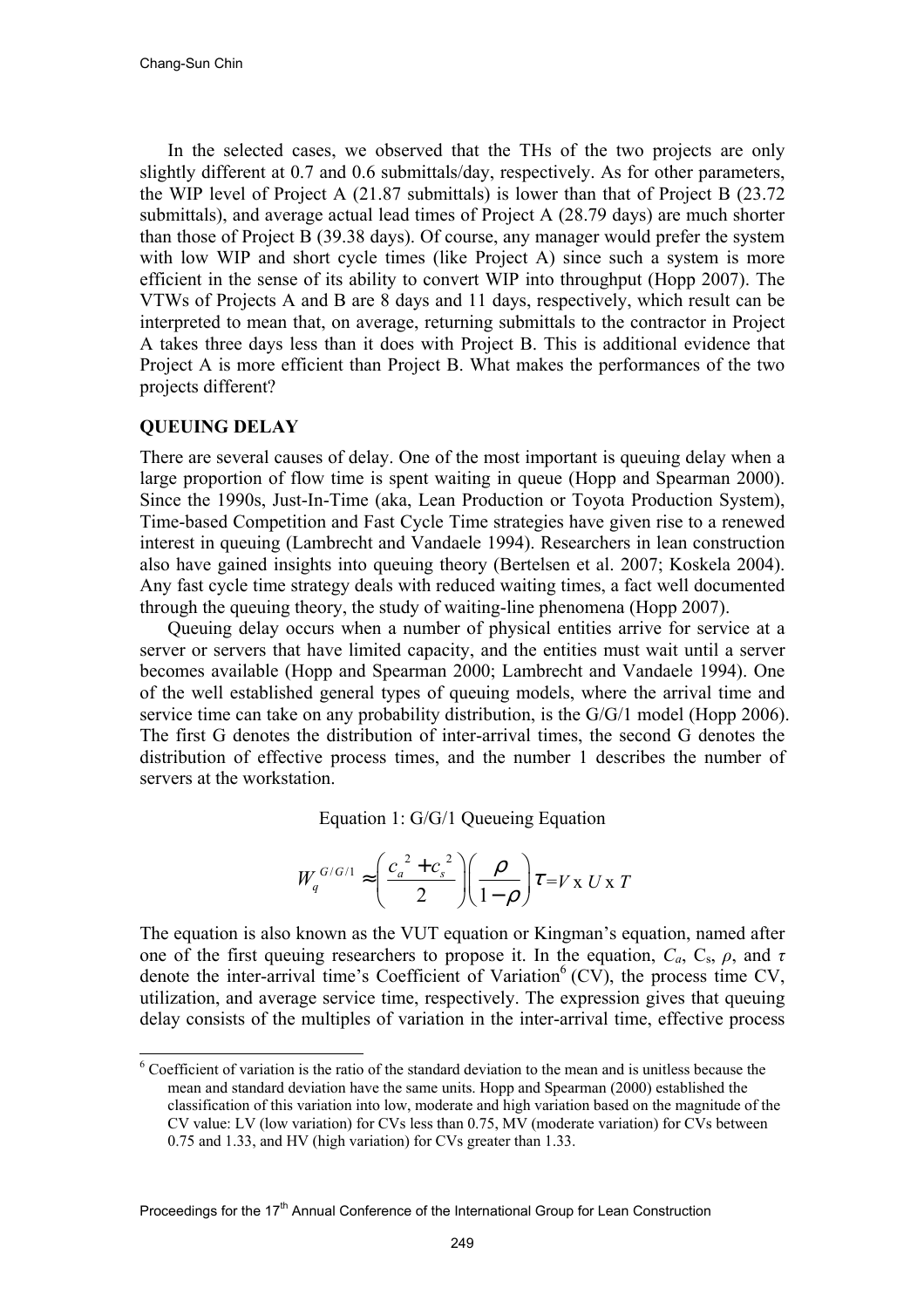In the selected cases, we observed that the THs of the two projects are only slightly different at 0.7 and 0.6 submittals/day, respectively. As for other parameters, the WIP level of Project A (21.87 submittals) is lower than that of Project B (23.72 submittals), and average actual lead times of Project A (28.79 days) are much shorter than those of Project B (39.38 days). Of course, any manager would prefer the system with low WIP and short cycle times (like Project A) since such a system is more efficient in the sense of its ability to convert WIP into throughput (Hopp 2007). The VTWs of Projects A and B are 8 days and 11 days, respectively, which result can be interpreted to mean that, on average, returning submittals to the contractor in Project A takes three days less than it does with Project B. This is additional evidence that Project A is more efficient than Project B. What makes the performances of the two projects different?

## QUEUING DELAY

There are several causes of delay. One of the most important is queuing delay when a large proportion of flow time is spent waiting in queue (Hopp and Spearman 2000). Since the 1990s, Just-In-Time (aka, Lean Production or Toyota Production System), Time-based Competition and Fast Cycle Time strategies have given rise to a renewed interest in queuing (Lambrecht and Vandaele 1994). Researchers in lean construction also have gained insights into queuing theory (Bertelsen et al. 2007; Koskela 2004). Any fast cycle time strategy deals with reduced waiting times, a fact well documented through the queuing theory, the study of waiting-line phenomena (Hopp 2007).

Queuing delay occurs when a number of physical entities arrive for service at a server or servers that have limited capacity, and the entities must wait until a server becomes available (Hopp and Spearman 2000; Lambrecht and Vandaele 1994). One of the well established general types of queuing models, where the arrival time and service time can take on any probability distribution, is the G/G/1 model (Hopp 2006). The first G denotes the distribution of inter-arrival times, the second G denotes the distribution of effective process times, and the number 1 describes the number of servers at the workstation.

Equation 1: G/G/1 Queueing Equation

$$W_q^{G/G/1} \approx \left(\frac{c_a^{\ 2} + c_s^{\ 2}}{2}\right)\left(\frac{\rho}{1-\rho}\right)\tau = V \text{ x } U \text{ x } T$$

The equation is also known as the VUT equation or Kingman's equation, named after one of the first queuing researchers to propose it. In the equation, $C_a$, $C_s$, $\rho$, and $\tau$ denote the inter-arrival time's Coefficient of Variation[6] (CV), the process time CV, utilization, and average service time, respectively. The expression gives that queuing delay consists of the multiples of variation in the inter-arrival time, effective process

[6] Coefficient of variation is the ratio of the standard deviation to the mean and is unitless because the mean and standard deviation have the same units. Hopp and Spearman (2000) established the classification of this variation into low, moderate and high variation based on the magnitude of the CV value: LV (low variation) for CVs less than 0.75, MV (moderate variation) for CVs between 0.75 and 1.33, and HV (high variation) for CVs greater than 1.33.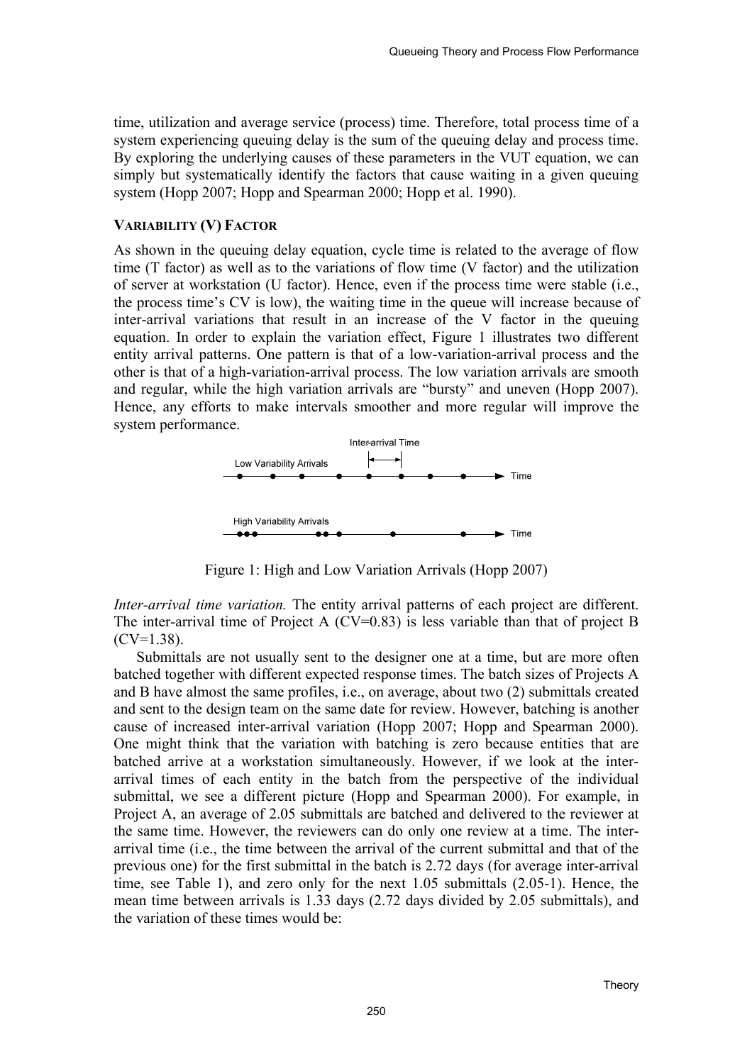time, utilization and average service (process) time. Therefore, total process time of a system experiencing queuing delay is the sum of the queuing delay and process time. By exploring the underlying causes of these parameters in the VUT equation, we can simply but systematically identify the factors that cause waiting in a given queuing system (Hopp 2007; Hopp and Spearman 2000; Hopp et al. 1990).

### VARIABILITY (V) FACTOR

As shown in the queuing delay equation, cycle time is related to the average of flow time (T factor) as well as to the variations of flow time (V factor) and the utilization of server at workstation (U factor). Hence, even if the process time were stable (i.e., the process time's CV is low), the waiting time in the queue will increase because of inter-arrival variations that result in an increase of the V factor in the queuing equation. In order to explain the variation effect, Figure 1 illustrates two different entity arrival patterns. One pattern is that of a low-variation-arrival process and the other is that of a high-variation-arrival process. The low variation arrivals are smooth and regular, while the high variation arrivals are "bursty" and uneven (Hopp 2007). Hence, any efforts to make intervals smoother and more regular will improve the system performance.

Figure 1: High and Low Variation Arrivals (Hopp 2007)

*Inter-arrival time variation.* The entity arrival patterns of each project are different. The inter-arrival time of Project A (CV=0.83) is less variable than that of project B (CV=1.38).

Submittals are not usually sent to the designer one at a time, but are more often batched together with different expected response times. The batch sizes of Projects A and B have almost the same profiles, i.e., on average, about two (2) submittals created and sent to the design team on the same date for review. However, batching is another cause of increased inter-arrival variation (Hopp 2007; Hopp and Spearman 2000). One might think that the variation with batching is zero because entities that are batched arrive at a workstation simultaneously. However, if we look at the inter-arrival times of each entity in the batch from the perspective of the individual submittal, we see a different picture (Hopp and Spearman 2000). For example, in Project A, an average of 2.05 submittals are batched and delivered to the reviewer at the same time. However, the reviewers can do only one review at a time. The inter-arrival time (i.e., the time between the arrival of the current submittal and that of the previous one) for the first submittal in the batch is 2.72 days (for average inter-arrival time, see Table 1), and zero only for the next 1.05 submittals (2.05-1). Hence, the mean time between arrivals is 1.33 days (2.72 days divided by 2.05 submittals), and the variation of these times would be: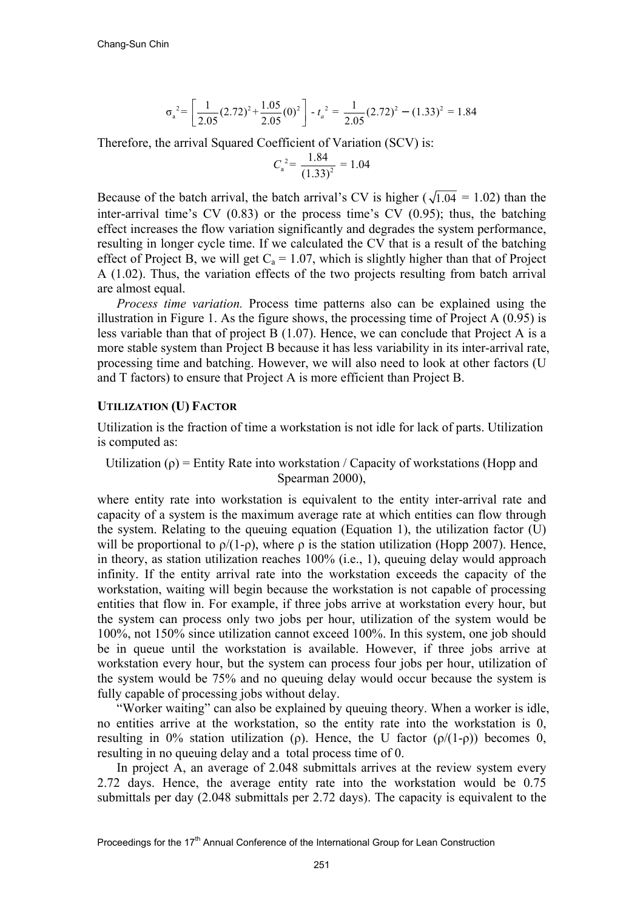$$\sigma_a^2 = \left[\frac{1}{2.05}(2.72)^2 + \frac{1.05}{2.05}(0)^2\right] - t_a^2 = \frac{1}{2.05}(2.72)^2 - (1.33)^2 = 1.84$$

Therefore, the arrival Squared Coefficient of Variation (SCV) is:

$$C_a^2 = \frac{1.84}{(1.33)^2} = 1.04$$

Because of the batch arrival, the batch arrival's CV is higher ($\sqrt{1.04}$ = 1.02) than the inter-arrival time's CV (0.83) or the process time's CV (0.95); thus, the batching effect increases the flow variation significantly and degrades the system performance, resulting in longer cycle time. If we calculated the CV that is a result of the batching effect of Project B, we will get $C_a$ = 1.07, which is slightly higher than that of Project A (1.02). Thus, the variation effects of the two projects resulting from batch arrival are almost equal.

*Process time variation.* Process time patterns also can be explained using the illustration in Figure 1. As the figure shows, the processing time of Project A (0.95) is less variable than that of project B (1.07). Hence, we can conclude that Project A is a more stable system than Project B because it has less variability in its inter-arrival rate, processing time and batching. However, we will also need to look at other factors (U and T factors) to ensure that Project A is more efficient than Project B.

## UTILIZATION (U) FACTOR

Utilization is the fraction of time a workstation is not idle for lack of parts. Utilization is computed as:

Utilization (ρ) = Entity Rate into workstation / Capacity of workstations (Hopp and Spearman 2000),

where entity rate into workstation is equivalent to the entity inter-arrival rate and capacity of a system is the maximum average rate at which entities can flow through the system. Relating to the queuing equation (Equation 1), the utilization factor (U) will be proportional to $\rho/(1-\rho)$, where ρ is the station utilization (Hopp 2007). Hence, in theory, as station utilization reaches 100% (i.e., 1), queuing delay would approach infinity. If the entity arrival rate into the workstation exceeds the capacity of the workstation, waiting will begin because the workstation is not capable of processing entities that flow in. For example, if three jobs arrive at workstation every hour, but the system can process only two jobs per hour, utilization of the system would be 100%, not 150% since utilization cannot exceed 100%. In this system, one job should be in queue until the workstation is available. However, if three jobs arrive at workstation every hour, but the system can process four jobs per hour, utilization of the system would be 75% and no queuing delay would occur because the system is fully capable of processing jobs without delay.

"Worker waiting" can also be explained by queuing theory. When a worker is idle, no entities arrive at the workstation, so the entity rate into the workstation is 0, resulting in 0% station utilization (ρ). Hence, the U factor ($\rho/(1-\rho)$) becomes 0, resulting in no queuing delay and a total process time of 0.

In project A, an average of 2.048 submittals arrives at the review system every 2.72 days. Hence, the average entity rate into the workstation would be 0.75 submittals per day (2.048 submittals per 2.72 days). The capacity is equivalent to the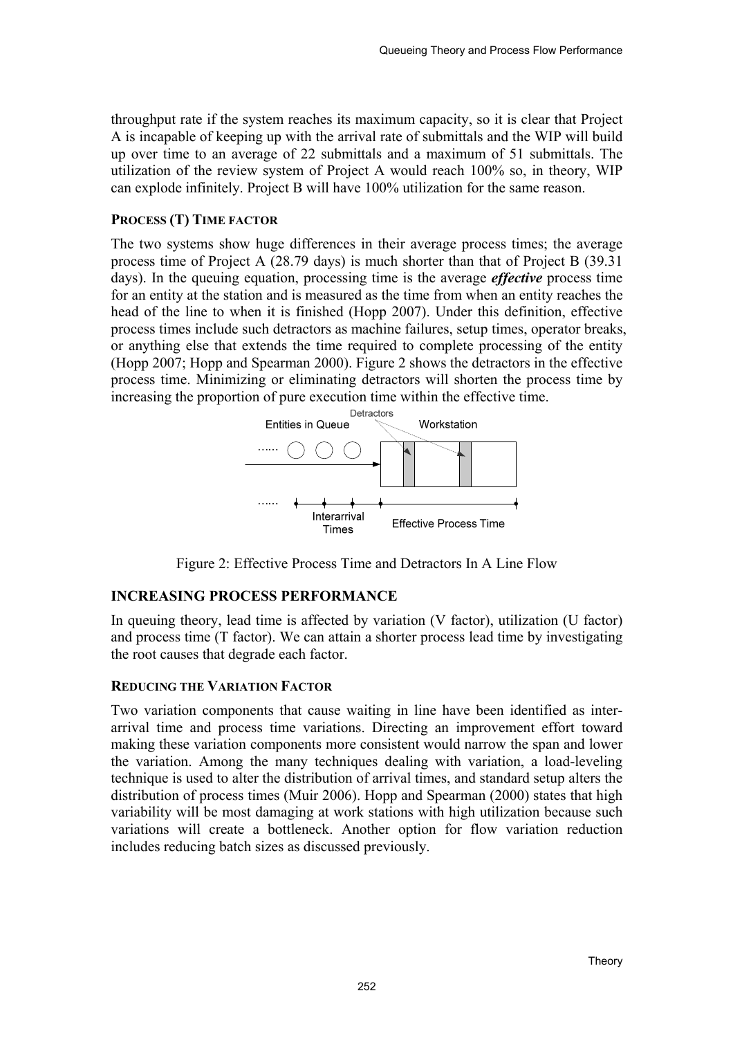throughput rate if the system reaches its maximum capacity, so it is clear that Project A is incapable of keeping up with the arrival rate of submittals and the WIP will build up over time to an average of 22 submittals and a maximum of 51 submittals. The utilization of the review system of Project A would reach 100% so, in theory, WIP can explode infinitely. Project B will have 100% utilization for the same reason.

#### PROCESS (T) TIME FACTOR

The two systems show huge differences in their average process times; the average process time of Project A (28.79 days) is much shorter than that of Project B (39.31 days). In the queuing equation, processing time is the average ***effective*** process time for an entity at the station and is measured as the time from when an entity reaches the head of the line to when it is finished (Hopp 2007). Under this definition, effective process times include such detractors as machine failures, setup times, operator breaks, or anything else that extends the time required to complete processing of the entity (Hopp 2007; Hopp and Spearman 2000). Figure 2 shows the detractors in the effective process time. Minimizing or eliminating detractors will shorten the process time by increasing the proportion of pure execution time within the effective time.

Figure 2: Effective Process Time and Detractors In A Line Flow

## INCREASING PROCESS PERFORMANCE

In queuing theory, lead time is affected by variation (V factor), utilization (U factor) and process time (T factor). We can attain a shorter process lead time by investigating the root causes that degrade each factor.

#### REDUCING THE VARIATION FACTOR

Two variation components that cause waiting in line have been identified as inter-arrival time and process time variations. Directing an improvement effort toward making these variation components more consistent would narrow the span and lower the variation. Among the many techniques dealing with variation, a load-leveling technique is used to alter the distribution of arrival times, and standard setup alters the distribution of process times (Muir 2006). Hopp and Spearman (2000) states that high variability will be most damaging at work stations with high utilization because such variations will create a bottleneck. Another option for flow variation reduction includes reducing batch sizes as discussed previously.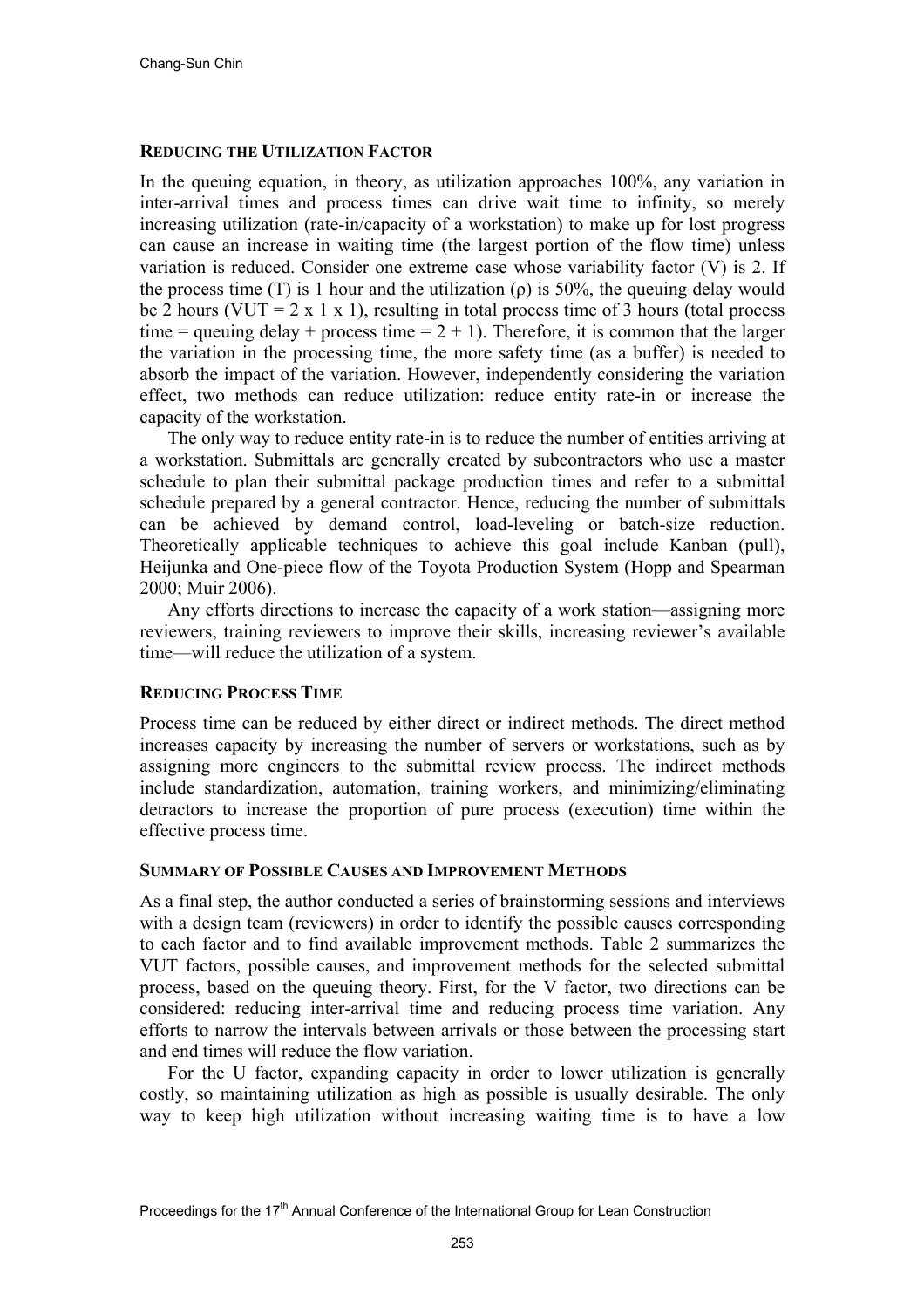### REDUCING THE UTILIZATION FACTOR

In the queuing equation, in theory, as utilization approaches 100%, any variation in inter-arrival times and process times can drive wait time to infinity, so merely increasing utilization (rate-in/capacity of a workstation) to make up for lost progress can cause an increase in waiting time (the largest portion of the flow time) unless variation is reduced. Consider one extreme case whose variability factor (V) is 2. If the process time (T) is 1 hour and the utilization ($\rho$) is 50%, the queuing delay would be 2 hours (VUT = 2 x 1 x 1), resulting in total process time of 3 hours (total process time = queuing delay + process time = 2 + 1). Therefore, it is common that the larger the variation in the processing time, the more safety time (as a buffer) is needed to absorb the impact of the variation. However, independently considering the variation effect, two methods can reduce utilization: reduce entity rate-in or increase the capacity of the workstation.

The only way to reduce entity rate-in is to reduce the number of entities arriving at a workstation. Submittals are generally created by subcontractors who use a master schedule to plan their submittal package production times and refer to a submittal schedule prepared by a general contractor. Hence, reducing the number of submittals can be achieved by demand control, load-leveling or batch-size reduction. Theoretically applicable techniques to achieve this goal include Kanban (pull), Heijunka and One-piece flow of the Toyota Production System (Hopp and Spearman 2000; Muir 2006).

Any efforts directions to increase the capacity of a work station—assigning more reviewers, training reviewers to improve their skills, increasing reviewer's available time—will reduce the utilization of a system.

### REDUCING PROCESS TIME

Process time can be reduced by either direct or indirect methods. The direct method increases capacity by increasing the number of servers or workstations, such as by assigning more engineers to the submittal review process. The indirect methods include standardization, automation, training workers, and minimizing/eliminating detractors to increase the proportion of pure process (execution) time within the effective process time.

### SUMMARY OF POSSIBLE CAUSES AND IMPROVEMENT METHODS

As a final step, the author conducted a series of brainstorming sessions and interviews with a design team (reviewers) in order to identify the possible causes corresponding to each factor and to find available improvement methods. Table 2 summarizes the VUT factors, possible causes, and improvement methods for the selected submittal process, based on the queuing theory. First, for the V factor, two directions can be considered: reducing inter-arrival time and reducing process time variation. Any efforts to narrow the intervals between arrivals or those between the processing start and end times will reduce the flow variation.

For the U factor, expanding capacity in order to lower utilization is generally costly, so maintaining utilization as high as possible is usually desirable. The only way to keep high utilization without increasing waiting time is to have a low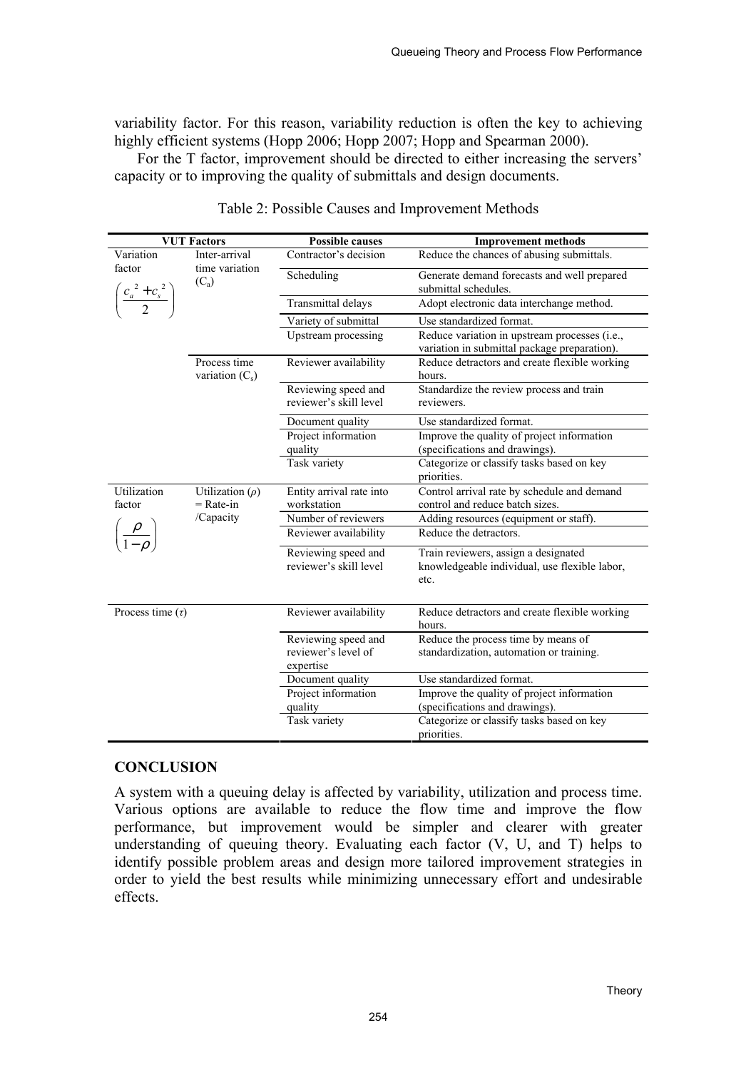variability factor. For this reason, variability reduction is often the key to achieving highly efficient systems (Hopp 2006; Hopp 2007; Hopp and Spearman 2000).

For the T factor, improvement should be directed to either increasing the servers' capacity or to improving the quality of submittals and design documents.

Table 2: Possible Causes and Improvement Methods

| VUT Factors | | Possible causes | Improvement methods |
|---|---|---|---|
| Variation factor $\left(\frac{c_a^2 + c_s^2}{2}\right)$ | Inter-arrival time variation ($C_a$) | Contractor's decision | Reduce the chances of abusing submittals. |
| | | Scheduling | Generate demand forecasts and well prepared submittal schedules. |
| | | Transmittal delays | Adopt electronic data interchange method. |
| | | Variety of submittal | Use standardized format. |
| | | Upstream processing | Reduce variation in upstream processes (i.e., variation in submittal package preparation). |
| | Process time variation ($C_s$) | Reviewer availability | Reduce detractors and create flexible working hours. |
| | | Reviewing speed and reviewer's skill level | Standardize the review process and train reviewers. |
| | | Document quality | Use standardized format. |
| | | Project information quality | Improve the quality of project information (specifications and drawings). |
| | | Task variety | Categorize or classify tasks based on key priorities. |
| Utilization factor $\left(\frac{\rho}{1-\rho}\right)$ | Utilization ($\rho$) = Rate-in /Capacity | Entity arrival rate into workstation | Control arrival rate by schedule and demand control and reduce batch sizes. |
| | | Number of reviewers | Adding resources (equipment or staff). |
| | | Reviewer availability | Reduce the detractors. |
| | | Reviewing speed and reviewer's skill level | Train reviewers, assign a designated knowledgeable individual, use flexible labor, etc. |
| Process time ($\tau$) | | Reviewer availability | Reduce detractors and create flexible working hours. |
| | | Reviewing speed and reviewer's level of expertise | Reduce the process time by means of standardization, automation or training. |
| | | Document quality | Use standardized format. |
| | | Project information quality | Improve the quality of project information (specifications and drawings). |
| | | Task variety | Categorize or classify tasks based on key priorities. |

## CONCLUSION

A system with a queuing delay is affected by variability, utilization and process time. Various options are available to reduce the flow time and improve the flow performance, but improvement would be simpler and clearer with greater understanding of queuing theory. Evaluating each factor (V, U, and T) helps to identify possible problem areas and design more tailored improvement strategies in order to yield the best results while minimizing unnecessary effort and undesirable effects.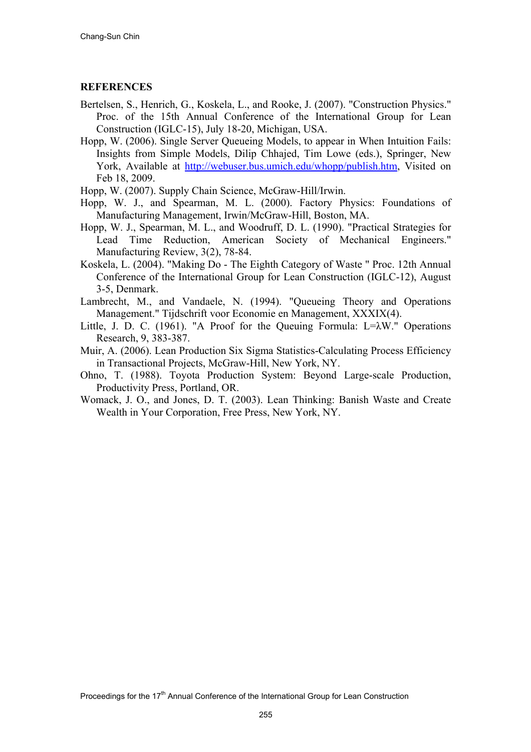## REFERENCES

Bertelsen, S., Henrich, G., Koskela, L., and Rooke, J. (2007). "Construction Physics." Proc. of the 15th Annual Conference of the International Group for Lean Construction (IGLC-15), July 18-20, Michigan, USA.

Hopp, W. (2006). Single Server Queueing Models, to appear in When Intuition Fails: Insights from Simple Models, Dilip Chhajed, Tim Lowe (eds.), Springer, New York, Available at http://webuser.bus.umich.edu/whopp/publish.htm, Visited on Feb 18, 2009.

Hopp, W. (2007). Supply Chain Science, McGraw-Hill/Irwin.

Hopp, W. J., and Spearman, M. L. (2000). Factory Physics: Foundations of Manufacturing Management, Irwin/McGraw-Hill, Boston, MA.

Hopp, W. J., Spearman, M. L., and Woodruff, D. L. (1990). "Practical Strategies for Lead Time Reduction, American Society of Mechanical Engineers." Manufacturing Review, 3(2), 78-84.

Koskela, L. (2004). "Making Do - The Eighth Category of Waste " Proc. 12th Annual Conference of the International Group for Lean Construction (IGLC-12), August 3-5, Denmark.

Lambrecht, M., and Vandaele, N. (1994). "Queueing Theory and Operations Management." Tijdschrift voor Economie en Management, XXXIX(4).

Little, J. D. C. (1961). "A Proof for the Queuing Formula: $L=\lambda W$." Operations Research, 9, 383-387.

Muir, A. (2006). Lean Production Six Sigma Statistics-Calculating Process Efficiency in Transactional Projects, McGraw-Hill, New York, NY.

Ohno, T. (1988). Toyota Production System: Beyond Large-scale Production, Productivity Press, Portland, OR.

Womack, J. O., and Jones, D. T. (2003). Lean Thinking: Banish Waste and Create Wealth in Your Corporation, Free Press, New York, NY.